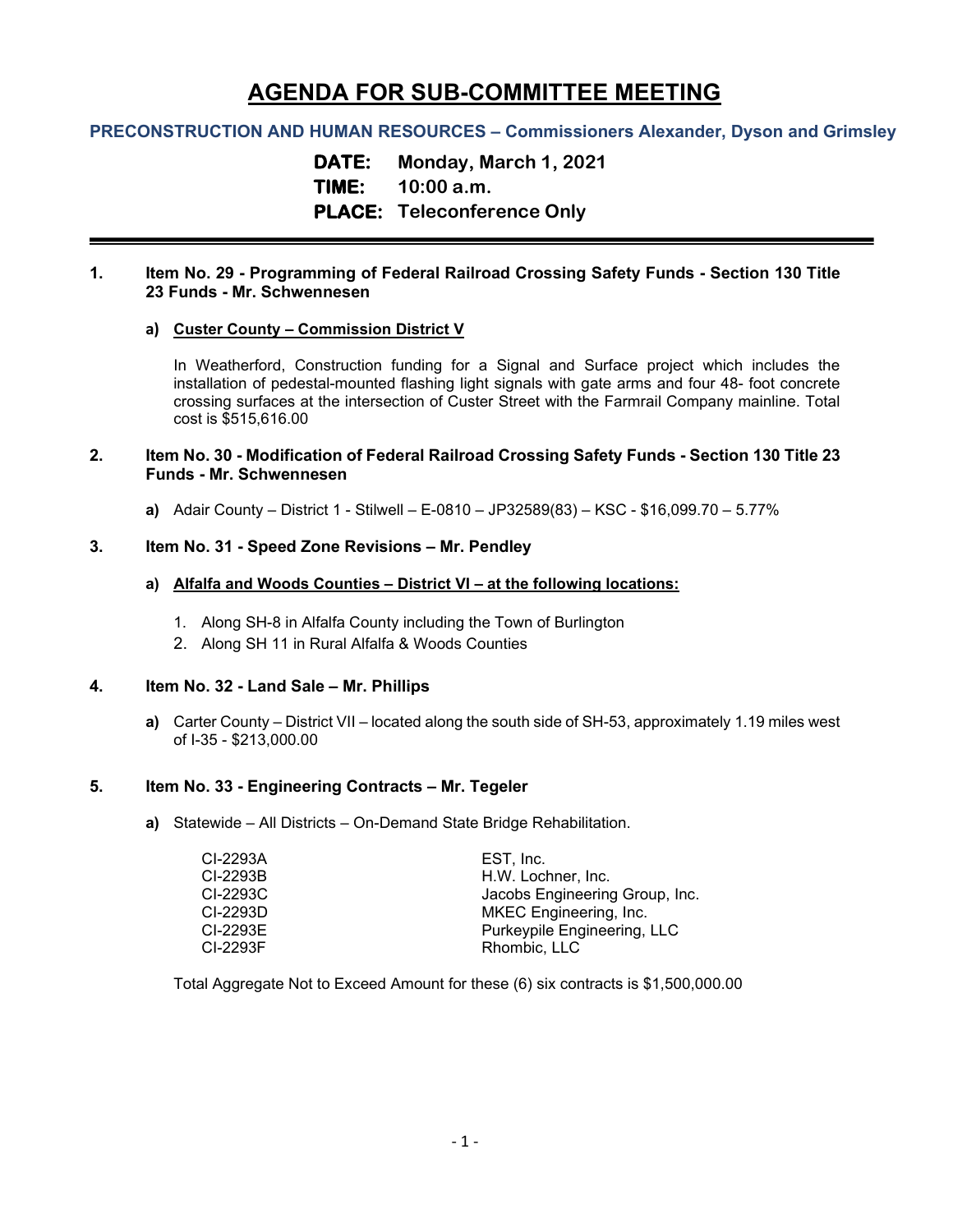# AGENDA FOR SUB-COMMITTEE MEETING

### PRECONSTRUCTION AND HUMAN RESOURCES – Commissioners Alexander, Dyson and Grimsley

**DATE:** Monday, March 1, 2021
**TIME:** 10:00 a.m.
**PLACE:** Teleconference Only

---

**1. Item No. 29 - Programming of Federal Railroad Crossing Safety Funds - Section 130 Title 23 Funds - Mr. Schwennesen**

**a) Custer County – Commission District V**

In Weatherford, Construction funding for a Signal and Surface project which includes the installation of pedestal-mounted flashing light signals with gate arms and four 48- foot concrete crossing surfaces at the intersection of Custer Street with the Farmrail Company mainline. Total cost is $515,616.00

**2. Item No. 30 - Modification of Federal Railroad Crossing Safety Funds - Section 130 Title 23 Funds - Mr. Schwennesen**

**a)** Adair County – District 1 - Stilwell – E-0810 – JP32589(83) – KSC - $16,099.70 – 5.77%

**3. Item No. 31 - Speed Zone Revisions – Mr. Pendley**

**a) Alfalfa and Woods Counties – District VI – at the following locations:**

1. Along SH-8 in Alfalfa County including the Town of Burlington
2. Along SH 11 in Rural Alfalfa & Woods Counties

**4. Item No. 32 - Land Sale – Mr. Phillips**

**a)** Carter County – District VII – located along the south side of SH-53, approximately 1.19 miles west of I-35 - $213,000.00

**5. Item No. 33 - Engineering Contracts – Mr. Tegeler**

**a)** Statewide – All Districts – On-Demand State Bridge Rehabilitation.

| | |
|---|---|
| CI-2293A | EST, Inc. |
| CI-2293B | H.W. Lochner, Inc. |
| CI-2293C | Jacobs Engineering Group, Inc. |
| CI-2293D | MKEC Engineering, Inc. |
| CI-2293E | Purkeypile Engineering, LLC |
| CI-2293F | Rhombic, LLC |

Total Aggregate Not to Exceed Amount for these (6) six contracts is $1,500,000.00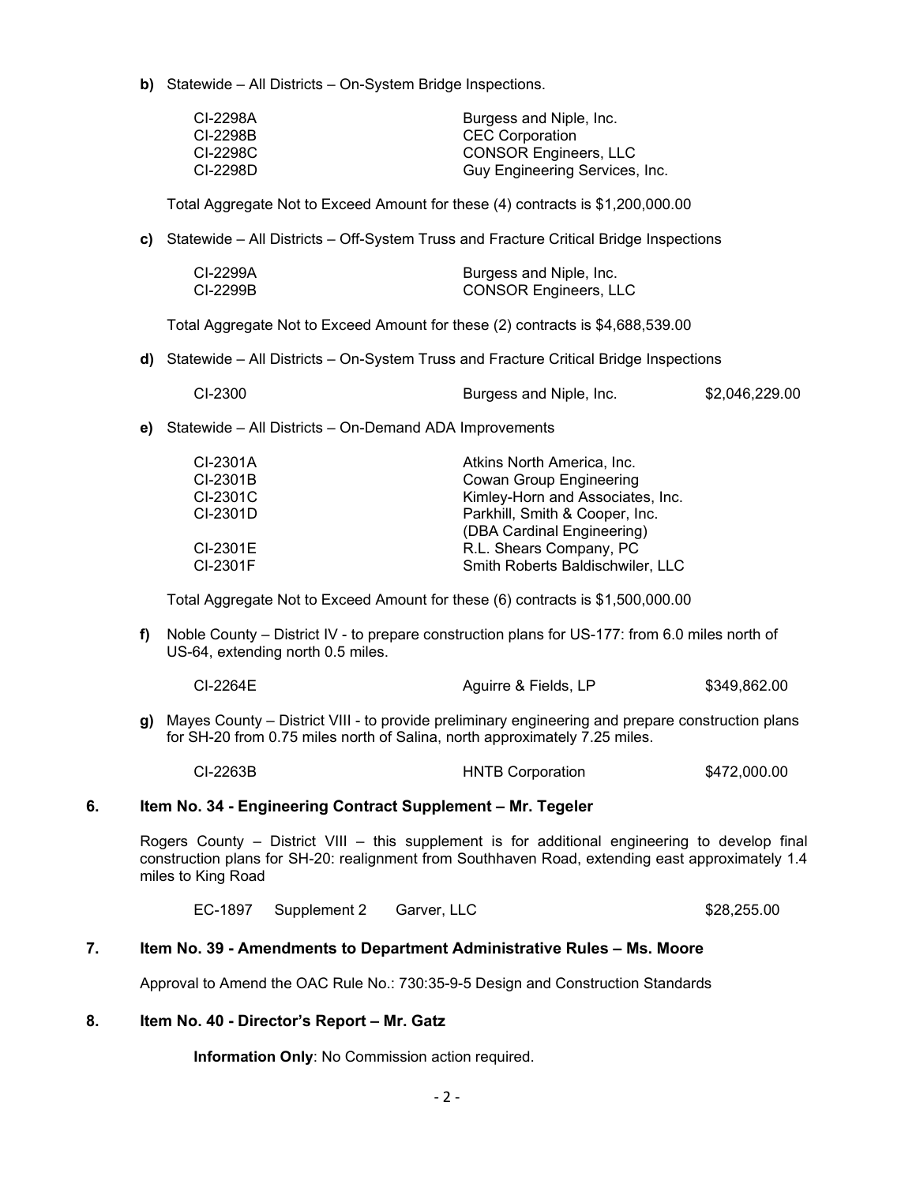**b)** Statewide – All Districts – On-System Bridge Inspections.

| | |
|---|---|
| CI-2298A | Burgess and Niple, Inc. |
| CI-2298B | CEC Corporation |
| CI-2298C | CONSOR Engineers, LLC |
| CI-2298D | Guy Engineering Services, Inc. |

Total Aggregate Not to Exceed Amount for these (4) contracts is $1,200,000.00

**c)** Statewide – All Districts – Off-System Truss and Fracture Critical Bridge Inspections

| | |
|---|---|
| CI-2299A | Burgess and Niple, Inc. |
| CI-2299B | CONSOR Engineers, LLC |

Total Aggregate Not to Exceed Amount for these (2) contracts is $4,688,539.00

**d)** Statewide – All Districts – On-System Truss and Fracture Critical Bridge Inspections

| | | |
|---|---|---|
| CI-2300 | Burgess and Niple, Inc. | $2,046,229.00 |

**e)** Statewide – All Districts – On-Demand ADA Improvements

| | |
|---|---|
| CI-2301A | Atkins North America, Inc. |
| CI-2301B | Cowan Group Engineering |
| CI-2301C | Kimley-Horn and Associates, Inc. |
| CI-2301D | Parkhill, Smith & Cooper, Inc. (DBA Cardinal Engineering) |
| CI-2301E | R.L. Shears Company, PC |
| CI-2301F | Smith Roberts Baldischwiler, LLC |

Total Aggregate Not to Exceed Amount for these (6) contracts is $1,500,000.00

**f)** Noble County – District IV - to prepare construction plans for US-177: from 6.0 miles north of US-64, extending north 0.5 miles.

| | | |
|---|---|---|
| CI-2264E | Aguirre & Fields, LP | $349,862.00 |

**g)** Mayes County – District VIII - to provide preliminary engineering and prepare construction plans for SH-20 from 0.75 miles north of Salina, north approximately 7.25 miles.

| | | |
|---|---|---|
| CI-2263B | HNTB Corporation | $472,000.00 |

## 6. Item No. 34 - Engineering Contract Supplement – Mr. Tegeler

Rogers County – District VIII – this supplement is for additional engineering to develop final construction plans for SH-20: realignment from Southhaven Road, extending east approximately 1.4 miles to King Road

| | | | |
|---|---|---|---|
| EC-1897 | Supplement 2 | Garver, LLC | $28,255.00 |

## 7. Item No. 39 - Amendments to Department Administrative Rules – Ms. Moore

Approval to Amend the OAC Rule No.: 730:35-9-5 Design and Construction Standards

## 8. Item No. 40 - Director's Report – Mr. Gatz

**Information Only**: No Commission action required.